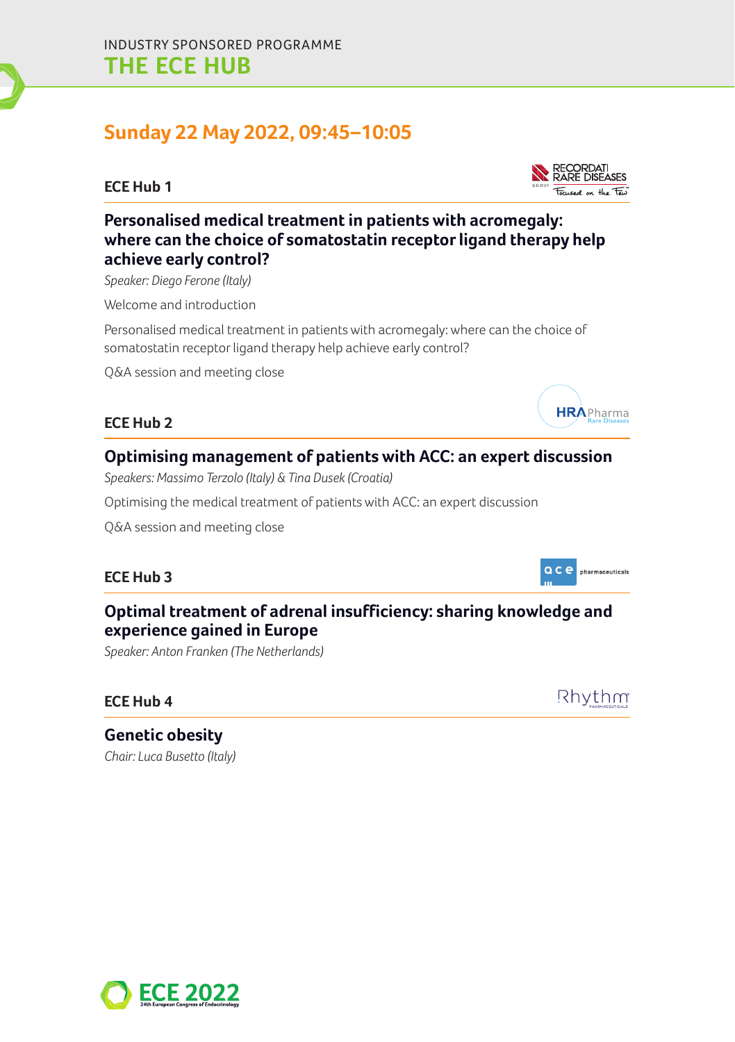INDUSTRY SPONSORED PROGRAMME

# THE ECE HUB

## Sunday 22 May 2022, 09:45–10:05

### ECE Hub 1

RECORDATI RARE DISEASES

#### Personalised medical treatment in patients with acromegaly: where can the choice of somatostatin receptor ligand therapy help achieve early control?

*Speaker: Diego Ferone (Italy)*

Welcome and introduction

Personalised medical treatment in patients with acromegaly: where can the choice of somatostatin receptor ligand therapy help achieve early control?

Q&A session and meeting close

### ECE Hub 2

HRA Pharma Rare Diseases

#### Optimising management of patients with ACC: an expert discussion

*Speakers: Massimo Terzolo (Italy) & Tina Dusek (Croatia)*

Optimising the medical treatment of patients with ACC: an expert discussion

Q&A session and meeting close

### ECE Hub 3

ace pharmaceuticals

#### Optimal treatment of adrenal insufficiency: sharing knowledge and experience gained in Europe

*Speaker: Anton Franken (The Netherlands)*

### ECE Hub 4

Rhythm Pharmaceuticals

#### Genetic obesity

*Chair: Luca Busetto (Italy)*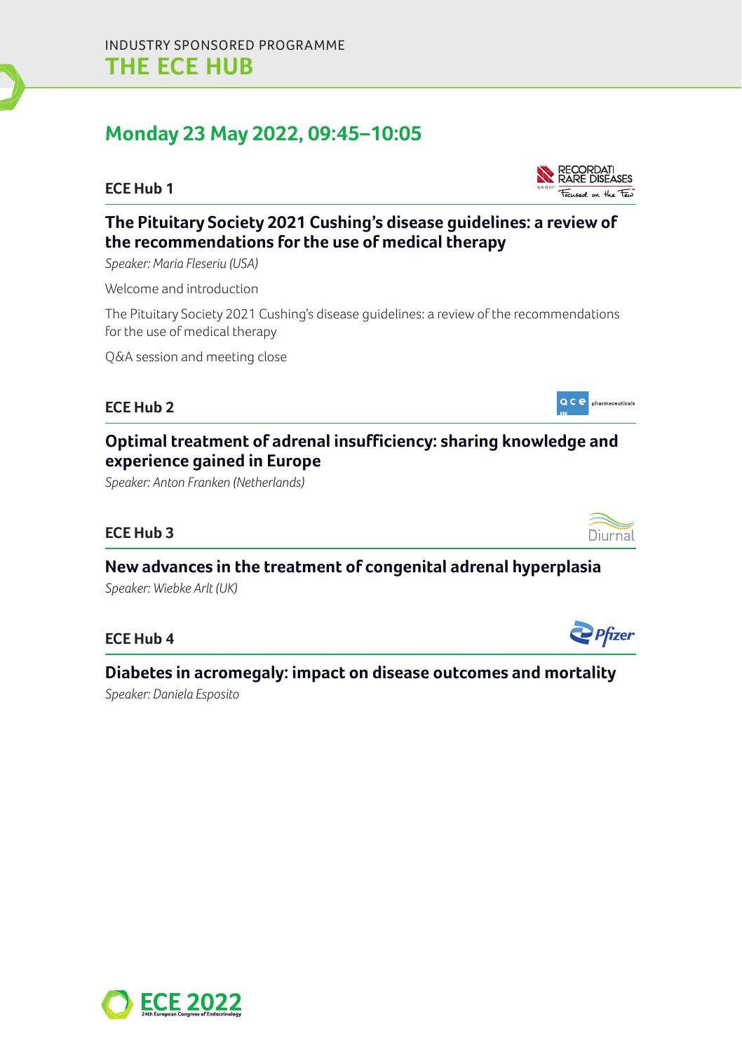INDUSTRY SPONSORED PROGRAMME

# THE ECE HUB

## Monday 23 May 2022, 09:45–10:05

### ECE Hub 1

**The Pituitary Society 2021 Cushing's disease guidelines: a review of the recommendations for the use of medical therapy**

*Speaker: Maria Fleseriu (USA)*

Welcome and introduction

The Pituitary Society 2021 Cushing's disease guidelines: a review of the recommendations for the use of medical therapy

Q&A session and meeting close

### ECE Hub 2

**Optimal treatment of adrenal insufficiency: sharing knowledge and experience gained in Europe**

*Speaker: Anton Franken (Netherlands)*

### ECE Hub 3

**New advances in the treatment of congenital adrenal hyperplasia**

*Speaker: Wiebke Arlt (UK)*

### ECE Hub 4

**Diabetes in acromegaly: impact on disease outcomes and mortality**

*Speaker: Daniela Esposito*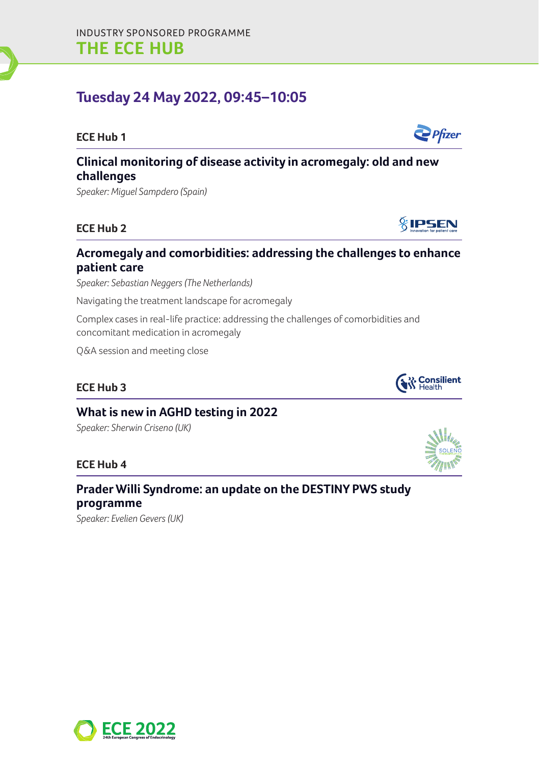INDUSTRY SPONSORED PROGRAMME

# THE ECE HUB

## Tuesday 24 May 2022, 09:45–10:05

### ECE Hub 1

Pfizer

**Clinical monitoring of disease activity in acromegaly: old and new challenges**

*Speaker: Miguel Sampdero (Spain)*

### ECE Hub 2

IPSEN Innovation for patient care

**Acromegaly and comorbidities: addressing the challenges to enhance patient care**

*Speaker: Sebastian Neggers (The Netherlands)*

Navigating the treatment landscape for acromegaly

Complex cases in real-life practice: addressing the challenges of comorbidities and concomitant medication in acromegaly

Q&A session and meeting close

### ECE Hub 3

Consilient Health

**What is new in AGHD testing in 2022**

*Speaker: Sherwin Criseno (UK)*

### ECE Hub 4

SOLENO

**Prader Willi Syndrome: an update on the DESTINY PWS study programme**

*Speaker: Evelien Gevers (UK)*